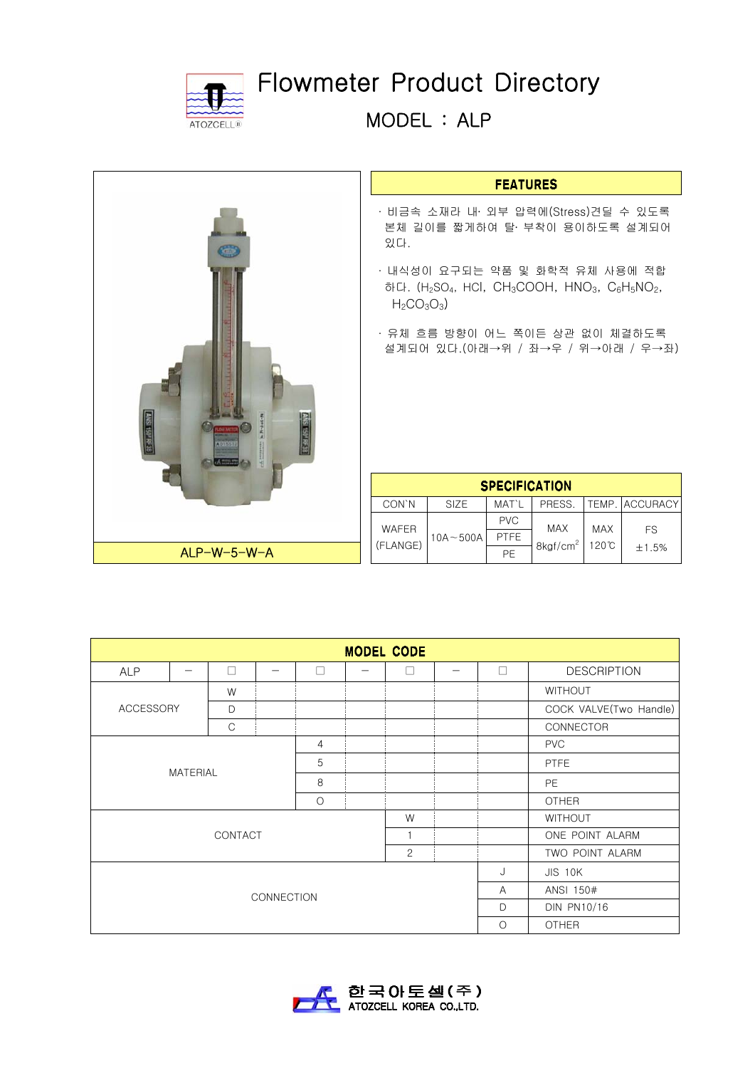# Flowmeter Product Directory

## MODEL : ALP

ALP-W-5-W-A

### FEATURES

· 비금속 소재라 내· 외부 압력에(Stress)견딜 수 있도록 본체 길이를 짧게하여 탈· 부착이 용이하도록 설계되어 있다.

· 내식성이 요구되는 약품 및 화학적 유체 사용에 적합하다. ($H_2SO_4$, HCl, $CH_3COOH$, $HNO_3$, $C_6H_5NO_2$, $H_2CO_3O_3$)

· 유체 흐름 방향이 어느 쪽이든 상관 없이 체결하도록 설계되어 있다.(아래→위 / 좌→우 / 위→아래 / 우→좌)

### SPECIFICATION

| CON`N | SIZE | MAT`L | PRESS. | TEMP. | ACCURACY |
|---|---|---|---|---|---|
| WAFER (FLANGE) | 10A～500A | PVC | MAX 8kgf/cm$^2$ | MAX 120℃ | FS ±1.5% |
| | | PTFE | | | |
| | | PE | | | |

### MODEL CODE

| ALP | － | □ | － | □ | － | □ | － | □ | DESCRIPTION |
|---|---|---|---|---|---|---|---|---|---|
| ACCESSORY | | W | | | | | | | WITHOUT |
| | | D | | | | | | | COCK VALVE(Two Handle) |
| | | C | | | | | | | CONNECTOR |
| MATERIAL | | | | 4 | | | | | PVC |
| | | | | 5 | | | | | PTFE |
| | | | | 8 | | | | | PE |
| | | | | O | | | | | OTHER |
| CONTACT | | | | | | W | | | WITHOUT |
| | | | | | | 1 | | | ONE POINT ALARM |
| | | | | | | 2 | | | TWO POINT ALARM |
| CONNECTION | | | | | | | | J | JIS 10K |
| | | | | | | | | A | ANSI 150# |
| | | | | | | | | D | DIN PN10/16 |
| | | | | | | | | O | OTHER |

한국아토셀(주)
ATOZCELL KOREA CO.,LTD.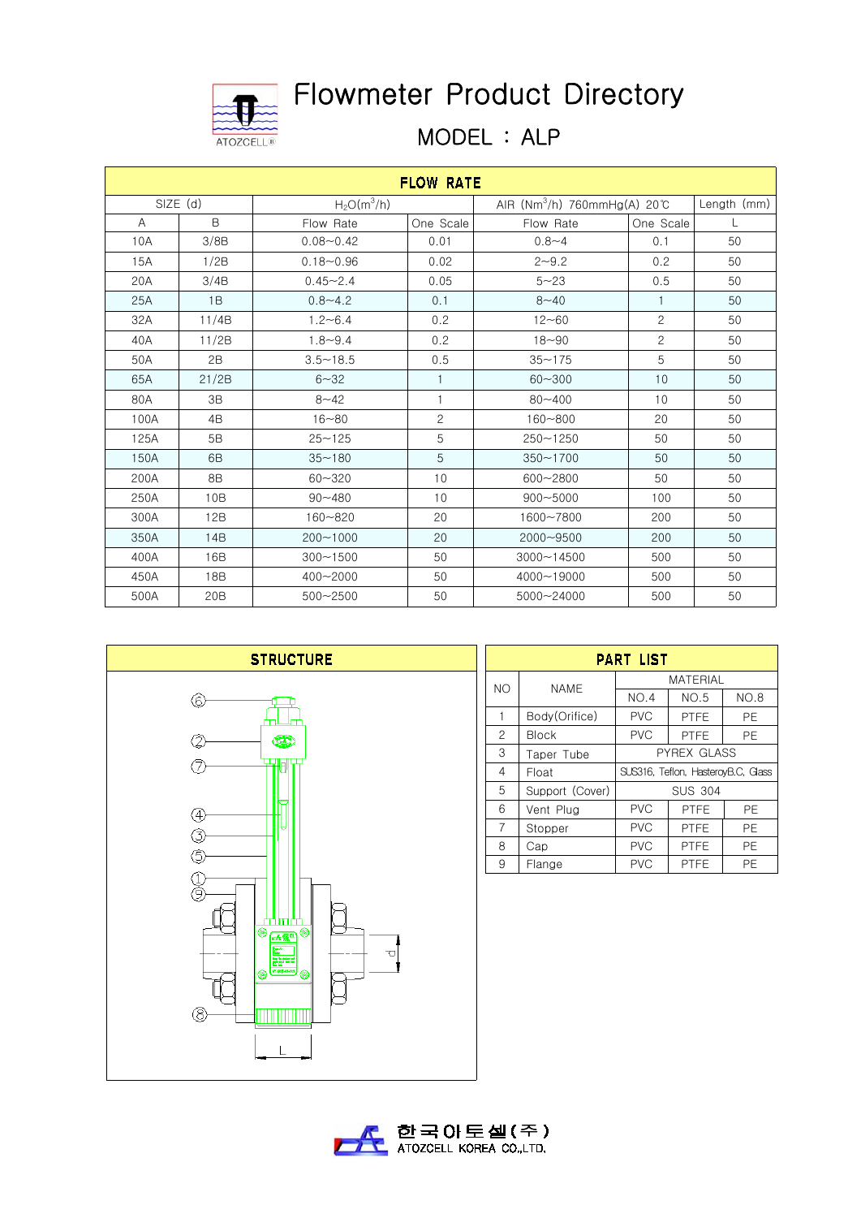# Flowmeter Product Directory

## MODEL : ALP

### FLOW RATE

| SIZE (d) | | $H_2O(m^3/h)$ | | AIR ($Nm^3/h$) 760mmHg(A) 20℃ | | Length (mm) |
|---|---|---|---|---|---|---|
| A | B | Flow Rate | One Scale | Flow Rate | One Scale | L |
| 10A | 3/8B | 0.08~0.42 | 0.01 | 0.8~4 | 0.1 | 50 |
| 15A | 1/2B | 0.18~0.96 | 0.02 | 2~9.2 | 0.2 | 50 |
| 20A | 3/4B | 0.45~2.4 | 0.05 | 5~23 | 0.5 | 50 |
| 25A | 1B | 0.8~4.2 | 0.1 | 8~40 | 1 | 50 |
| 32A | 11/4B | 1.2~6.4 | 0.2 | 12~60 | 2 | 50 |
| 40A | 11/2B | 1.8~9.4 | 0.2 | 18~90 | 2 | 50 |
| 50A | 2B | 3.5~18.5 | 0.5 | 35~175 | 5 | 50 |
| 65A | 21/2B | 6~32 | 1 | 60~300 | 10 | 50 |
| 80A | 3B | 8~42 | 1 | 80~400 | 10 | 50 |
| 100A | 4B | 16~80 | 2 | 160~800 | 20 | 50 |
| 125A | 5B | 25~125 | 5 | 250~1250 | 50 | 50 |
| 150A | 6B | 35~180 | 5 | 350~1700 | 50 | 50 |
| 200A | 8B | 60~320 | 10 | 600~2800 | 50 | 50 |
| 250A | 10B | 90~480 | 10 | 900~5000 | 100 | 50 |
| 300A | 12B | 160~820 | 20 | 1600~7800 | 200 | 50 |
| 350A | 14B | 200~1000 | 20 | 2000~9500 | 200 | 50 |
| 400A | 16B | 300~1500 | 50 | 3000~14500 | 500 | 50 |
| 450A | 18B | 400~2000 | 50 | 4000~19000 | 500 | 50 |
| 500A | 20B | 500~2500 | 50 | 5000~24000 | 500 | 50 |

### STRUCTURE

⑥
②
⑦
④
③
⑤
①
⑨
⑧
d
L

### PART LIST

| NO | NAME | MATERIAL | | |
|---|---|---|---|---|
| | | NO.4 | NO.5 | NO.8 |
| 1 | Body(Orifice) | PVC | PTFE | PE |
| 2 | Block | PVC | PTFE | PE |
| 3 | Taper Tube | PYREX GLASS | | |
| 4 | Float | SUS316, Teflon, HasteroyB.C, Glass | | |
| 5 | Support (Cover) | SUS 304 | | |
| 6 | Vent Plug | PVC | PTFE | PE |
| 7 | Stopper | PVC | PTFE | PE |
| 8 | Cap | PVC | PTFE | PE |
| 9 | Flange | PVC | PTFE | PE |

한국아토셀(주)
ATOZCELL KOREA CO.,LTD.